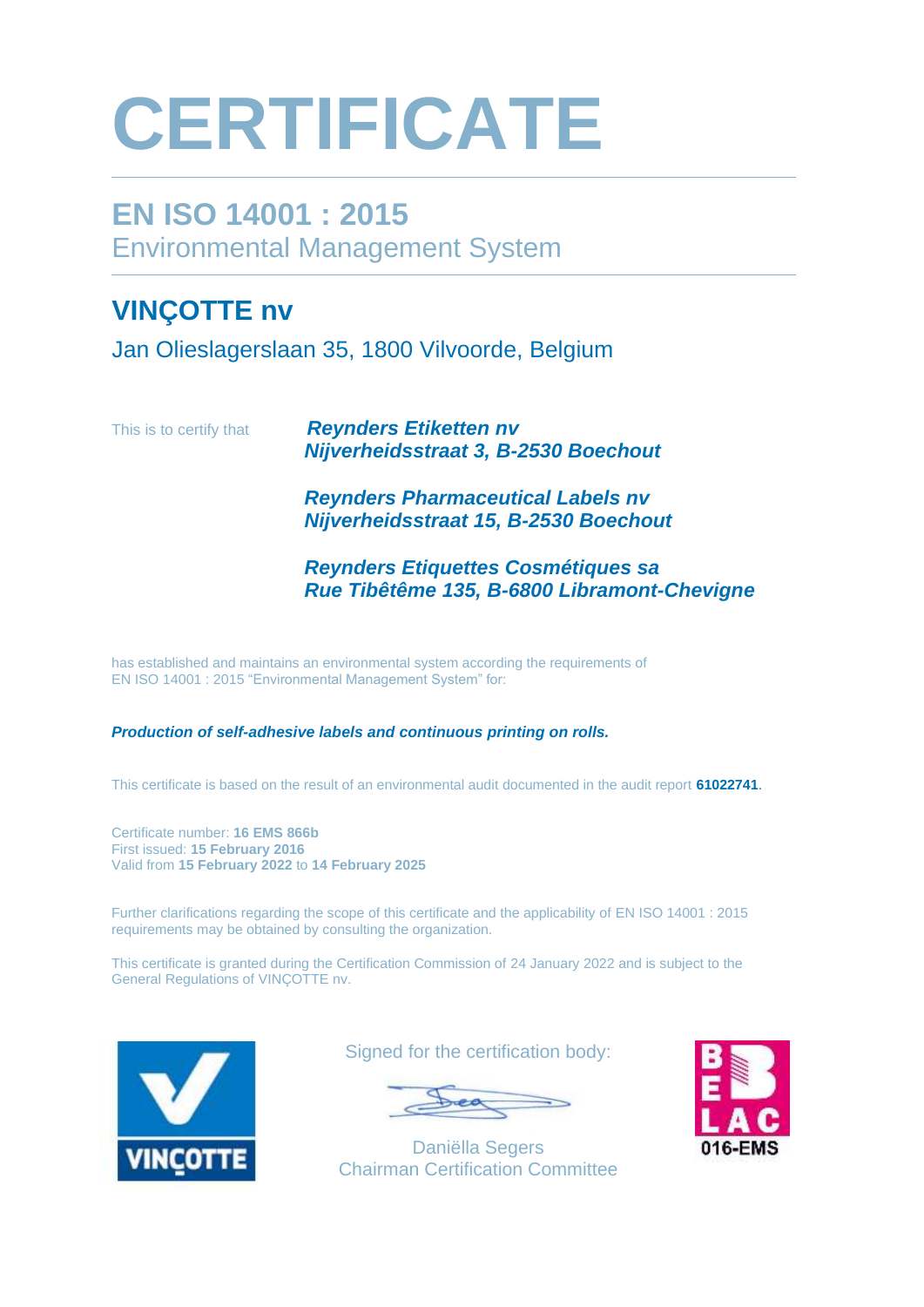# CERTIFICATE

## EN ISO 14001 : 2015

Environmental Management System

## VINÇOTTE nv

Jan Olieslagerslaan 35, 1800 Vilvoorde, Belgium

This is to certify that

***Reynders Etiketten nv***
***Nijverheidsstraat 3, B-2530 Boechout***

***Reynders Pharmaceutical Labels nv***
***Nijverheidsstraat 15, B-2530 Boechout***

***Reynders Etiquettes Cosmétiques sa***
***Rue Tibêtême 135, B-6800 Libramont-Chevigne***

has established and maintains an environmental system according the requirements of EN ISO 14001 : 2015 "Environmental Management System" for:

***Production of self-adhesive labels and continuous printing on rolls.***

This certificate is based on the result of an environmental audit documented in the audit report **61022741**.

Certificate number: **16 EMS 866b**
First issued: **15 February 2016**
Valid from **15 February 2022** to **14 February 2025**

Further clarifications regarding the scope of this certificate and the applicability of EN ISO 14001 : 2015 requirements may be obtained by consulting the organization.

This certificate is granted during the Certification Commission of 24 January 2022 and is subject to the General Regulations of VINÇOTTE nv.

VINÇOTTE

Signed for the certification body:

Daniëlla Segers
Chairman Certification Committee

BELAC
016-EMS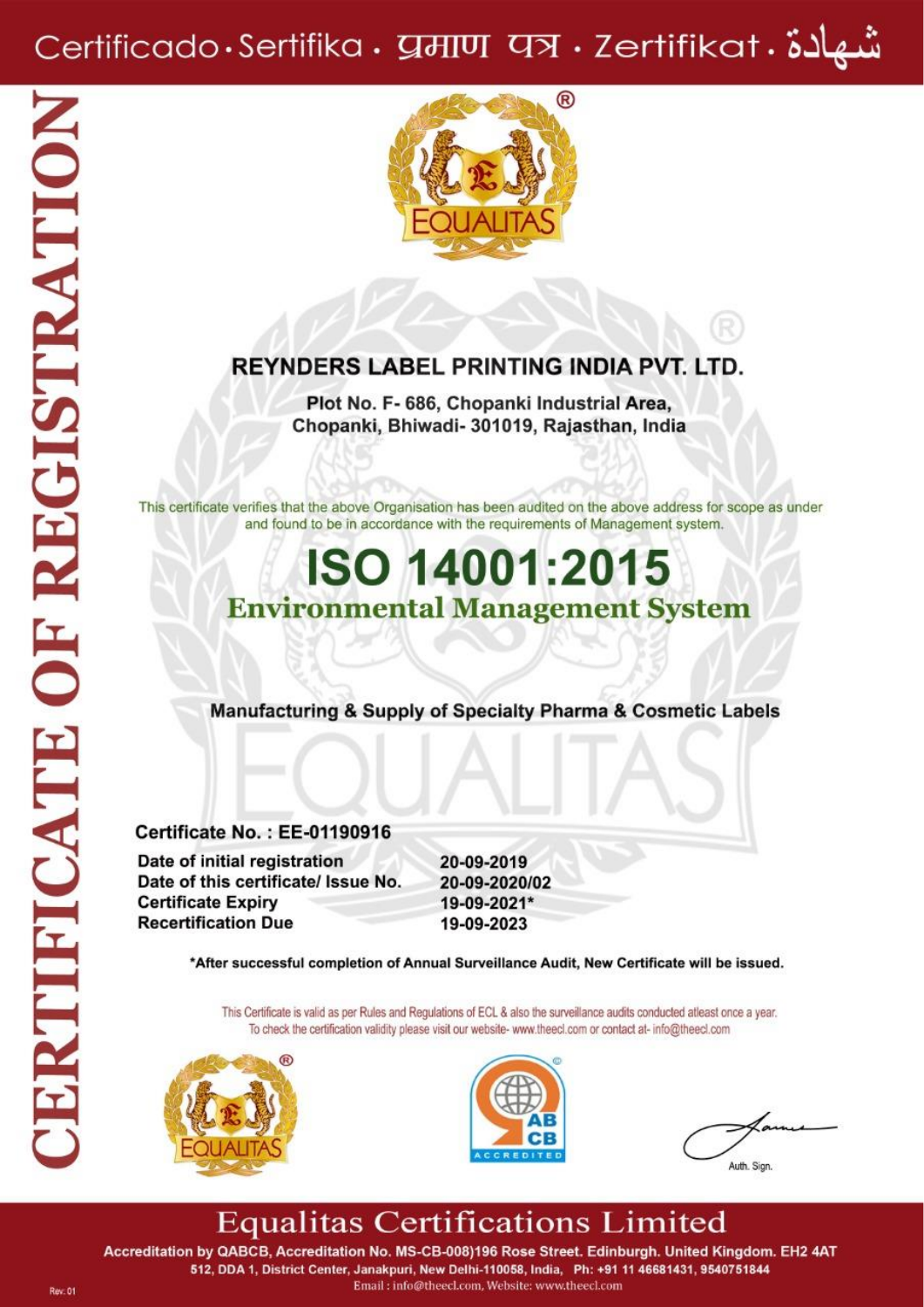Certificado · Sertifika · प्रमाण पत्र · Zertifikat · شهادة

# CERTIFICATE OF REGISTRATION

EQUALITAS®

## REYNDERS LABEL PRINTING INDIA PVT. LTD.

**Plot No. F- 686, Chopanki Industrial Area,**
**Chopanki, Bhiwadi- 301019, Rajasthan, India**

This certificate verifies that the above Organisation has been audited on the above address for scope as under and found to be in accordance with the requirements of Management system.

# ISO 14001:2015

## Environmental Management System

**Manufacturing & Supply of Specialty Pharma & Cosmetic Labels**

**Certificate No. : EE-01190916**

| | |
|---|---|
| **Date of initial registration** | **20-09-2019** |
| **Date of this certificate/ Issue No.** | **20-09-2020/02** |
| **Certificate Expiry** | **19-09-2021*** |
| **Recertification Due** | **19-09-2023** |

***After successful completion of Annual Surveillance Audit, New Certificate will be issued.**

This Certificate is valid as per Rules and Regulations of ECL & also the surveillance audits conducted atleast once a year. To check the certification validity please visit our website- www.theecl.com or contact at- info@theecl.com

EQUALITAS® | AB CB ACCREDITED | Auth. Sign.

## Equalitas Certifications Limited

**Accreditation by QABCB, Accreditation No. MS-CB-008)196 Rose Street. Edinburgh. United Kingdom. EH2 4AT**
**512, DDA 1, District Center, Janakpuri, New Delhi-110058, India, Ph: +91 11 46681431, 9540751844**
Email : info@theecl.com, Website: www.theecl.com

Rev: 01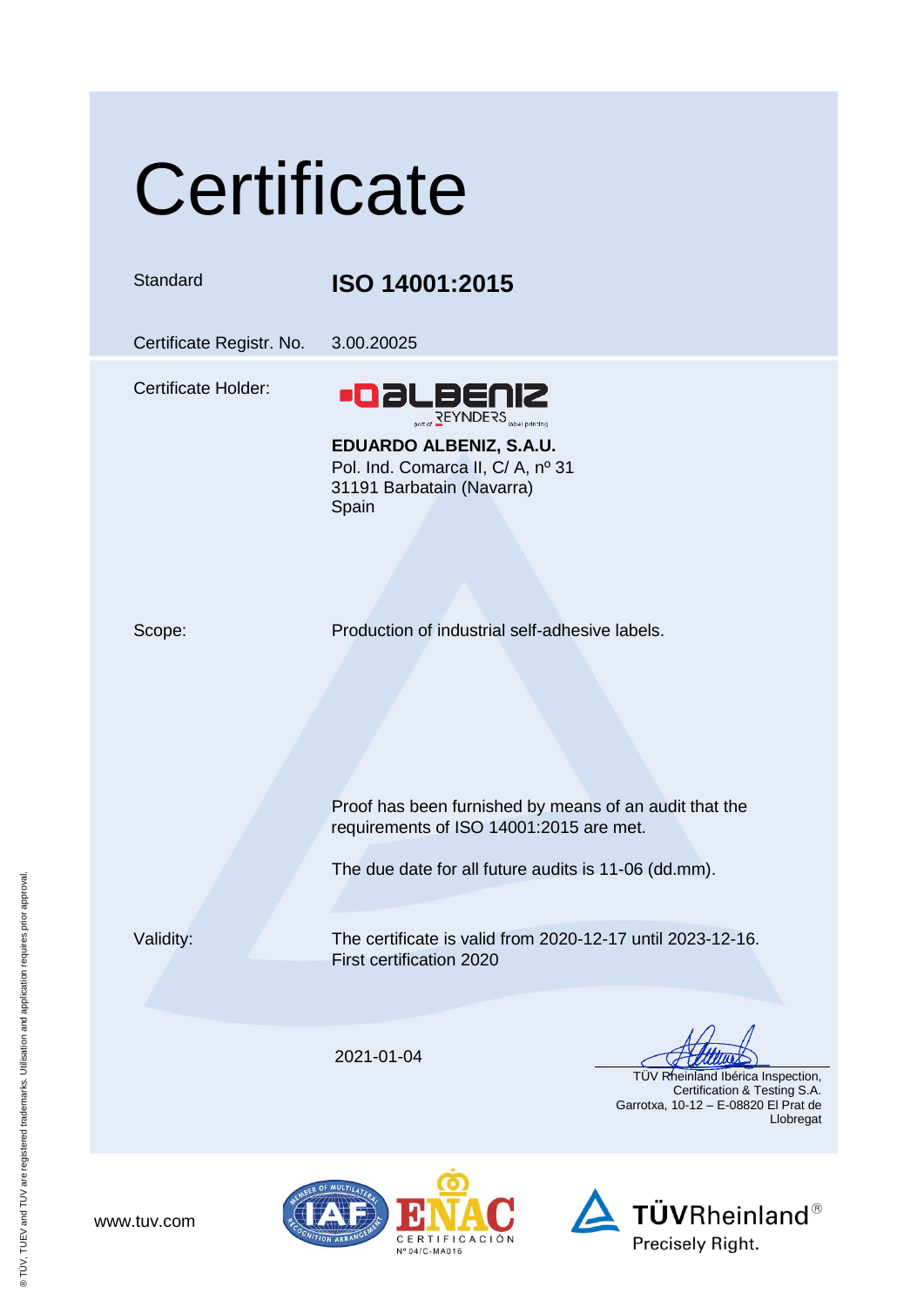# Certificate

| | |
|---|---|
| Standard | **ISO 14001:2015** |
| Certificate Registr. No. | 3.00.20025 |
| Certificate Holder: | **EDUARDO ALBENIZ, S.A.U.**<br>Pol. Ind. Comarca II, C/ A, nº 31<br>31191 Barbatain (Navarra)<br>Spain |
| Scope: | Production of industrial self-adhesive labels. |

Proof has been furnished by means of an audit that the requirements of ISO 14001:2015 are met.

The due date for all future audits is 11-06 (dd.mm).

Validity: The certificate is valid from 2020-12-17 until 2023-12-16.
First certification 2020

2021-01-04

TÜV Rheinland Ibérica Inspection, Certification & Testing S.A.
Garrotxa, 10-12 – E-08820 El Prat de Llobregat

www.tuv.com

CERTIFICACIÓN Nº 04/C-MA016

TÜVRheinland®
Precisely Right.

® TÜV, TUEV and TUV are registered trademarks. Utilisation and application requires prior approval.